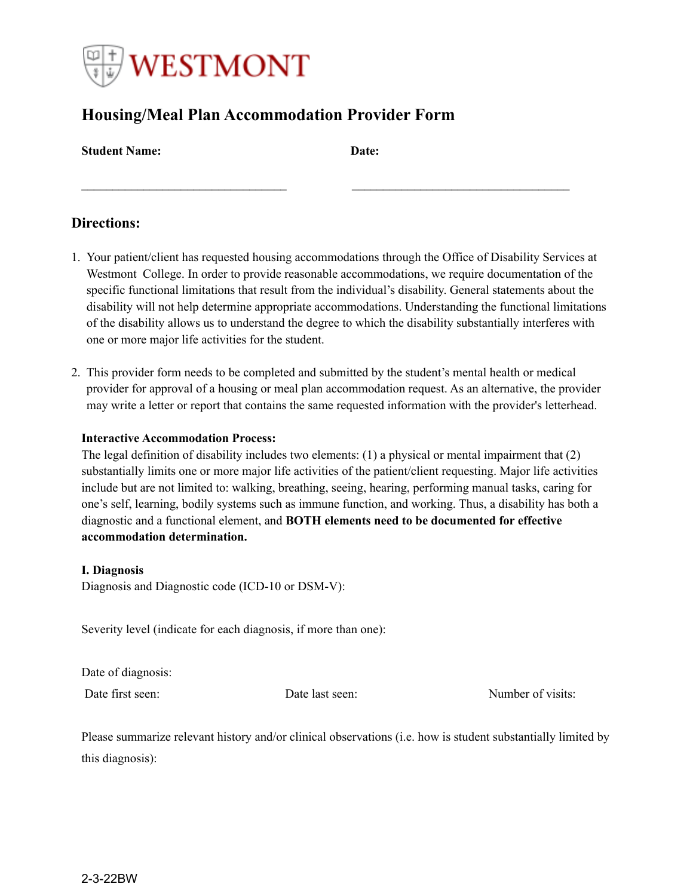WESTMONT

# Housing/Meal Plan Accommodation Provider Form

**Student Name:** ______________________________ **Date:** ________________________________

## Directions:

1. Your patient/client has requested housing accommodations through the Office of Disability Services at Westmont College. In order to provide reasonable accommodations, we require documentation of the specific functional limitations that result from the individual's disability. General statements about the disability will not help determine appropriate accommodations. Understanding the functional limitations of the disability allows us to understand the degree to which the disability substantially interferes with one or more major life activities for the student.

2. This provider form needs to be completed and submitted by the student's mental health or medical provider for approval of a housing or meal plan accommodation request. As an alternative, the provider may write a letter or report that contains the same requested information with the provider's letterhead.

**Interactive Accommodation Process:**
The legal definition of disability includes two elements: (1) a physical or mental impairment that (2) substantially limits one or more major life activities of the patient/client requesting. Major life activities include but are not limited to: walking, breathing, seeing, hearing, performing manual tasks, caring for one's self, learning, bodily systems such as immune function, and working. Thus, a disability has both a diagnostic and a functional element, and **BOTH elements need to be documented for effective accommodation determination.**

**I. Diagnosis**
Diagnosis and Diagnostic code (ICD-10 or DSM-V):

Severity level (indicate for each diagnosis, if more than one):

Date of diagnosis:

Date first seen: Date last seen: Number of visits:

Please summarize relevant history and/or clinical observations (i.e. how is student substantially limited by this diagnosis):

2-3-22BW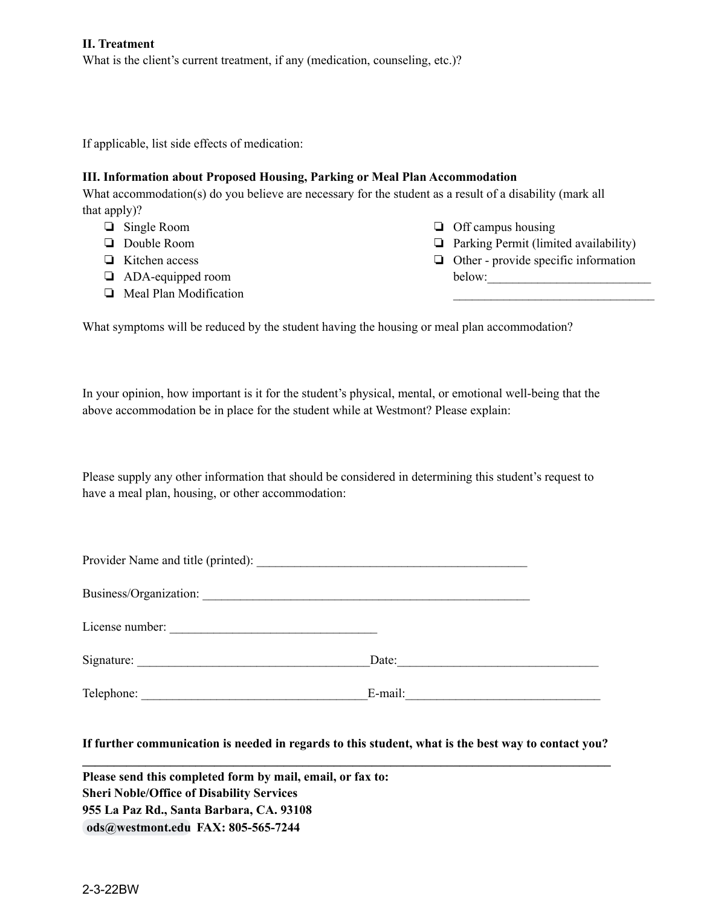**II. Treatment**

What is the client's current treatment, if any (medication, counseling, etc.)?

If applicable, list side effects of medication:

**III. Information about Proposed Housing, Parking or Meal Plan Accommodation**

What accommodation(s) do you believe are necessary for the student as a result of a disability (mark all that apply)?

- ❏ Single Room
- ❏ Double Room
- ❏ Kitchen access
- ❏ ADA-equipped room
- ❏ Meal Plan Modification
- ❏ Off campus housing
- ❏ Parking Permit (limited availability)
- ❏ Other - provide specific information below:_________________________
  ________________________________

What symptoms will be reduced by the student having the housing or meal plan accommodation?

In your opinion, how important is it for the student's physical, mental, or emotional well-being that the above accommodation be in place for the student while at Westmont? Please explain:

Please supply any other information that should be considered in determining this student's request to have a meal plan, housing, or other accommodation:

Provider Name and title (printed): ____________________________________________

Business/Organization: ______________________________________________________

License number: _________________________________

Signature: _____________________________________Date:_______________________________

Telephone: ____________________________________E-mail:______________________________

**If further communication is needed in regards to this student, what is the best way to contact you?**

**______________________________________________________________________________________**

**Please send this completed form by mail, email, or fax to:**
**Sheri Noble/Office of Disability Services**
**955 La Paz Rd., Santa Barbara, CA. 93108**
**ods@westmont.edu FAX: 805-565-7244**

2-3-22BW